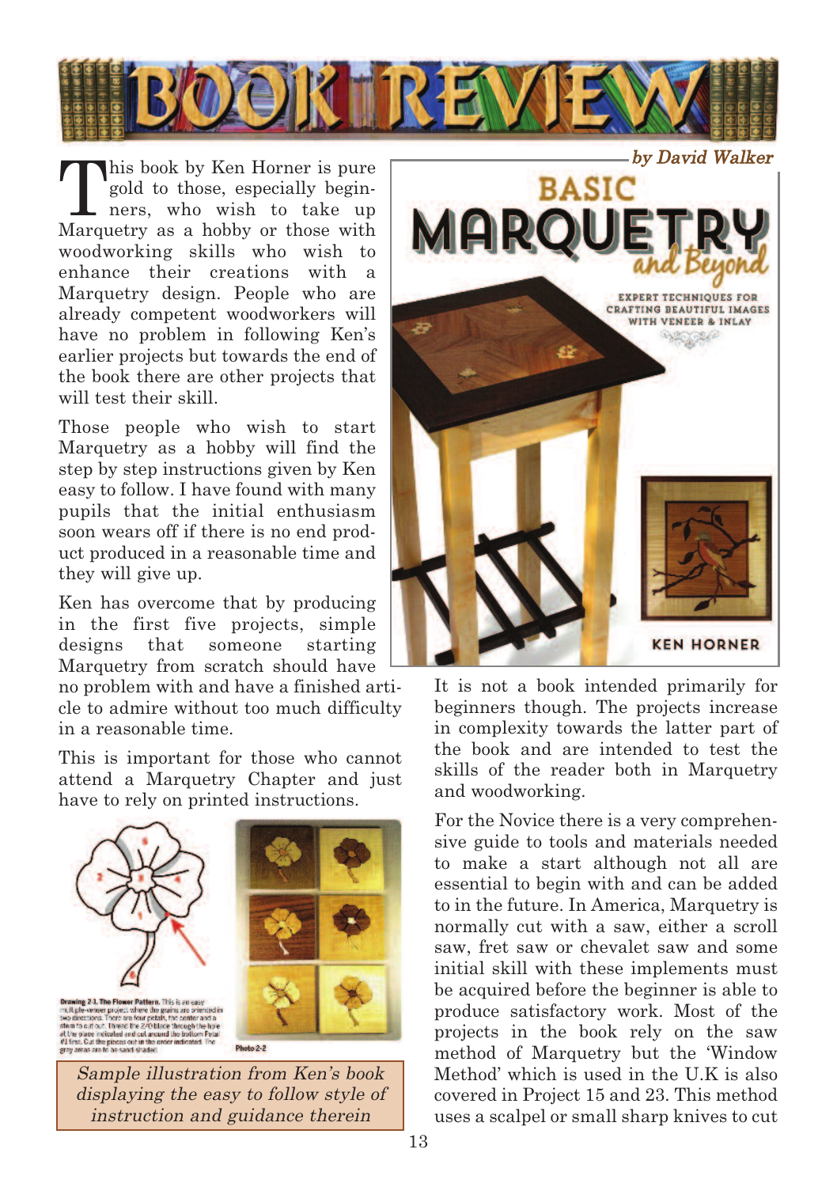# BOOK REVIEW

*by David Walker*

This book by Ken Horner is pure gold to those, especially beginners, who wish to take up Marquetry as a hobby or those with woodworking skills who wish to enhance their creations with a Marquetry design. People who are already competent woodworkers will have no problem in following Ken's earlier projects but towards the end of the book there are other projects that will test their skill.

Those people who wish to start Marquetry as a hobby will find the step by step instructions given by Ken easy to follow. I have found with many pupils that the initial enthusiasm soon wears off if there is no end product produced in a reasonable time and they will give up.

Ken has overcome that by producing in the first five projects, simple designs that someone starting Marquetry from scratch should have no problem with and have a finished article to admire without too much difficulty in a reasonable time.

This is important for those who cannot attend a Marquetry Chapter and just have to rely on printed instructions.

*Sample illustration from Ken's book displaying the easy to follow style of instruction and guidance therein*

It is not a book intended primarily for beginners though. The projects increase in complexity towards the latter part of the book and are intended to test the skills of the reader both in Marquetry and woodworking.

For the Novice there is a very comprehensive guide to tools and materials needed to make a start although not all are essential to begin with and can be added to in the future. In America, Marquetry is normally cut with a saw, either a scroll saw, fret saw or chevalet saw and some initial skill with these implements must be acquired before the beginner is able to produce satisfactory work. Most of the projects in the book rely on the saw method of Marquetry but the 'Window Method' which is used in the U.K is also covered in Project 15 and 23. This method uses a scalpel or small sharp knives to cut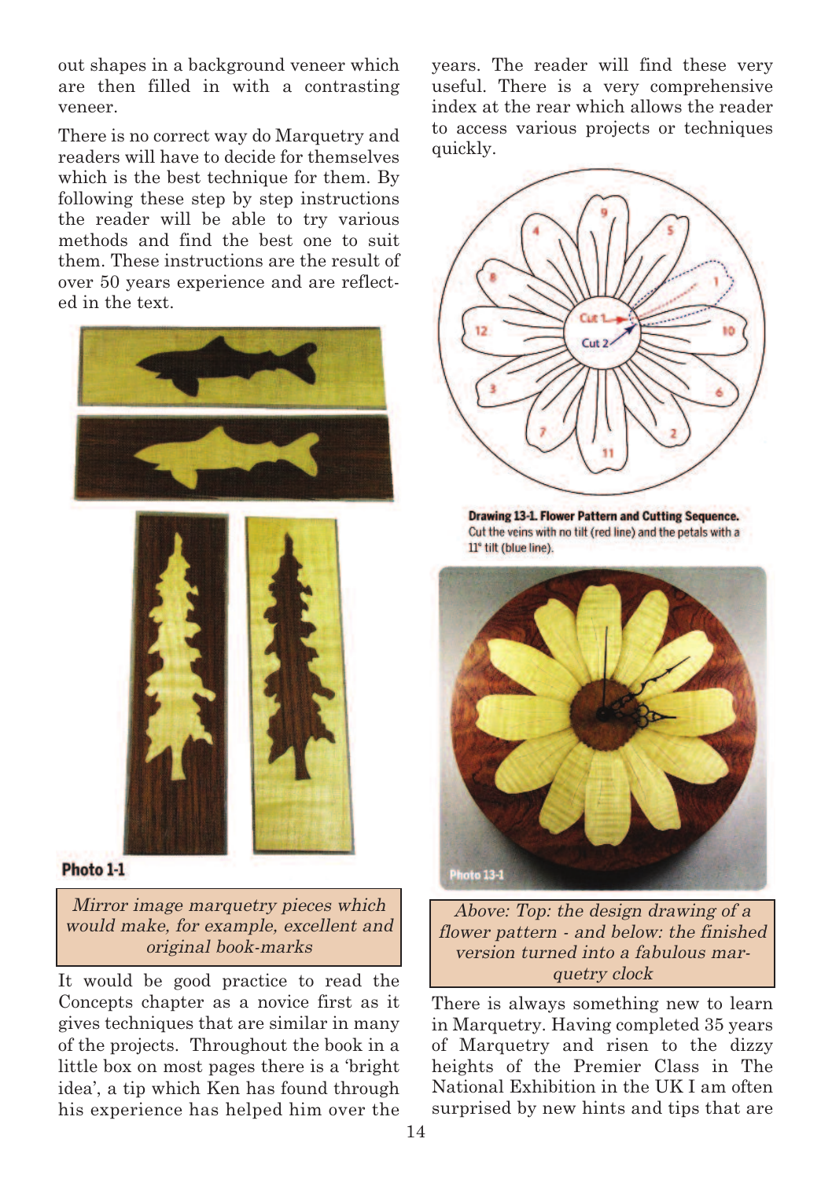out shapes in a background veneer which are then filled in with a contrasting veneer.

There is no correct way do Marquetry and readers will have to decide for themselves which is the best technique for them. By following these step by step instructions the reader will be able to try various methods and find the best one to suit them. These instructions are the result of over 50 years experience and are reflected in the text.

Photo 1-1

*Mirror image marquetry pieces which would make, for example, excellent and original book-marks*

It would be good practice to read the Concepts chapter as a novice first as it gives techniques that are similar in many of the projects. Throughout the book in a little box on most pages there is a 'bright idea', a tip which Ken has found through his experience has helped him over the years. The reader will find these very useful. There is a very comprehensive index at the rear which allows the reader to access various projects or techniques quickly.

**Drawing 13-1. Flower Pattern and Cutting Sequence.** Cut the veins with no tilt (red line) and the petals with a 11° tilt (blue line).

Photo 13-1

*Above: Top: the design drawing of a flower pattern - and below: the finished version turned into a fabulous marquetry clock*

There is always something new to learn in Marquetry. Having completed 35 years of Marquetry and risen to the dizzy heights of the Premier Class in The National Exhibition in the UK I am often surprised by new hints and tips that are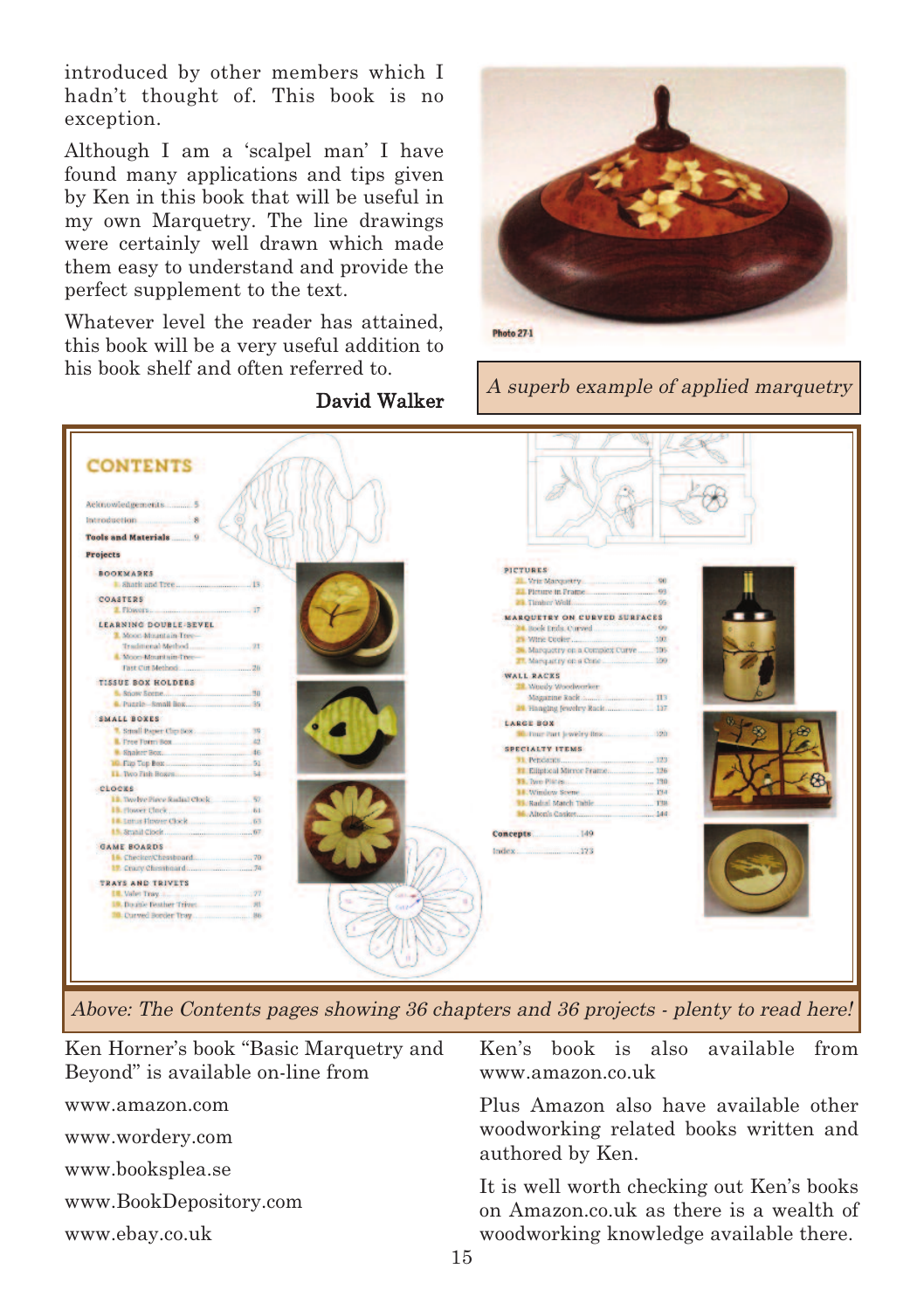introduced by other members which I hadn't thought of. This book is no exception.

Although I am a 'scalpel man' I have found many applications and tips given by Ken in this book that will be useful in my own Marquetry. The line drawings were certainly well drawn which made them easy to understand and provide the perfect supplement to the text.

Whatever level the reader has attained, this book will be a very useful addition to his book shelf and often referred to.

**David Walker**

*A superb example of applied marquetry*

*Above: The Contents pages showing 36 chapters and 36 projects - plenty to read here!*

Ken Horner's book "Basic Marquetry and Beyond" is available on-line from

www.amazon.com

www.wordery.com

www.booksplea.se

www.BookDepository.com

www.ebay.co.uk

Ken's book is also available from www.amazon.co.uk

Plus Amazon also have available other woodworking related books written and authored by Ken.

It is well worth checking out Ken's books on Amazon.co.uk as there is a wealth of woodworking knowledge available there.